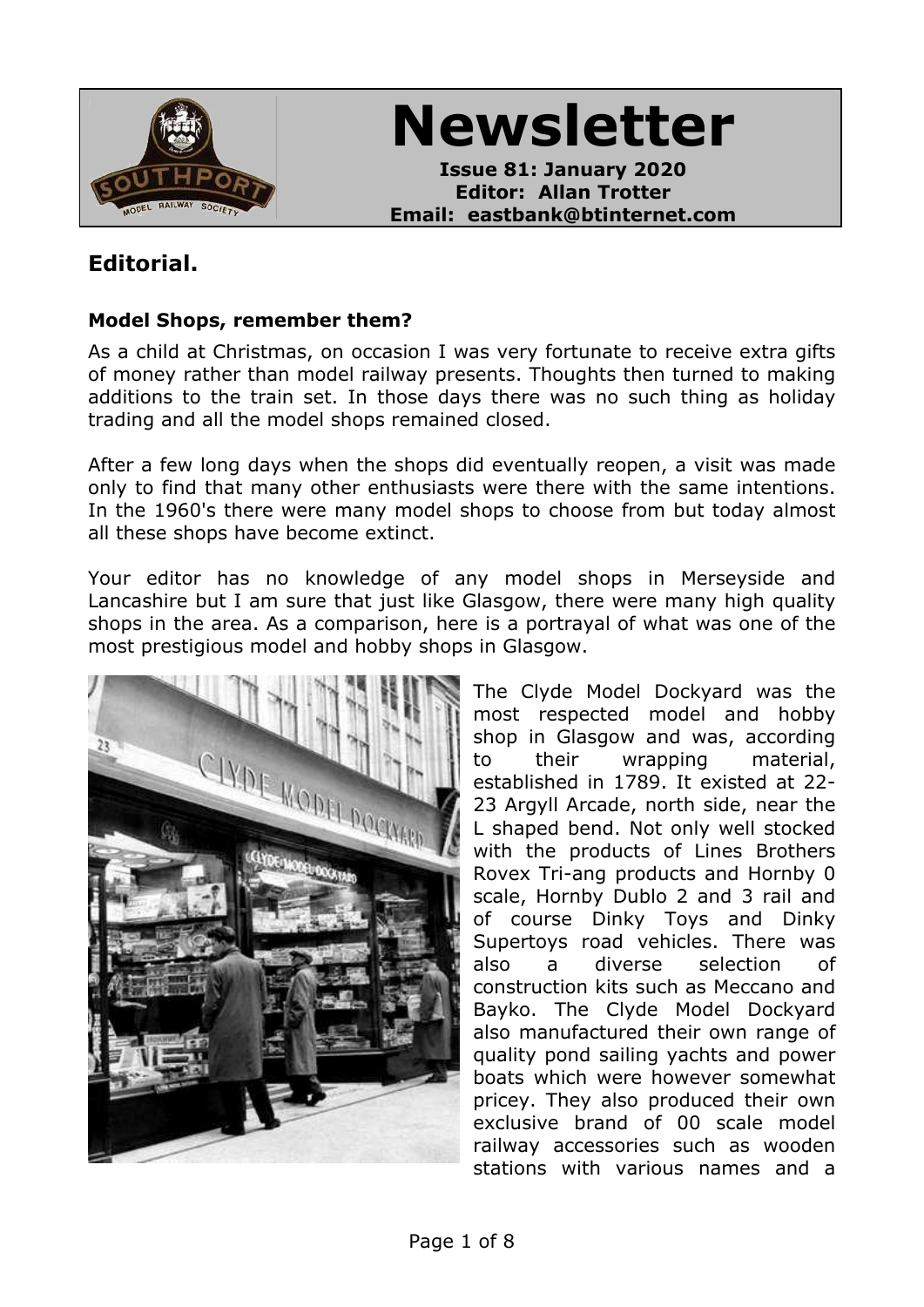# Newsletter

**Issue 81: January 2020**
**Editor: Allan Trotter**
**Email: eastbank@btinternet.com**

## Editorial.

### Model Shops, remember them?

As a child at Christmas, on occasion I was very fortunate to receive extra gifts of money rather than model railway presents. Thoughts then turned to making additions to the train set. In those days there was no such thing as holiday trading and all the model shops remained closed.

After a few long days when the shops did eventually reopen, a visit was made only to find that many other enthusiasts were there with the same intentions. In the 1960's there were many model shops to choose from but today almost all these shops have become extinct.

Your editor has no knowledge of any model shops in Merseyside and Lancashire but I am sure that just like Glasgow, there were many high quality shops in the area. As a comparison, here is a portrayal of what was one of the most prestigious model and hobby shops in Glasgow.

The Clyde Model Dockyard was the most respected model and hobby shop in Glasgow and was, according to their wrapping material, established in 1789. It existed at 22-23 Argyll Arcade, north side, near the L shaped bend. Not only well stocked with the products of Lines Brothers Rovex Tri-ang products and Hornby 0 scale, Hornby Dublo 2 and 3 rail and of course Dinky Toys and Dinky Supertoys road vehicles. There was also a diverse selection of construction kits such as Meccano and Bayko. The Clyde Model Dockyard also manufactured their own range of quality pond sailing yachts and power boats which were however somewhat pricey. They also produced their own exclusive brand of 00 scale model railway accessories such as wooden stations with various names and a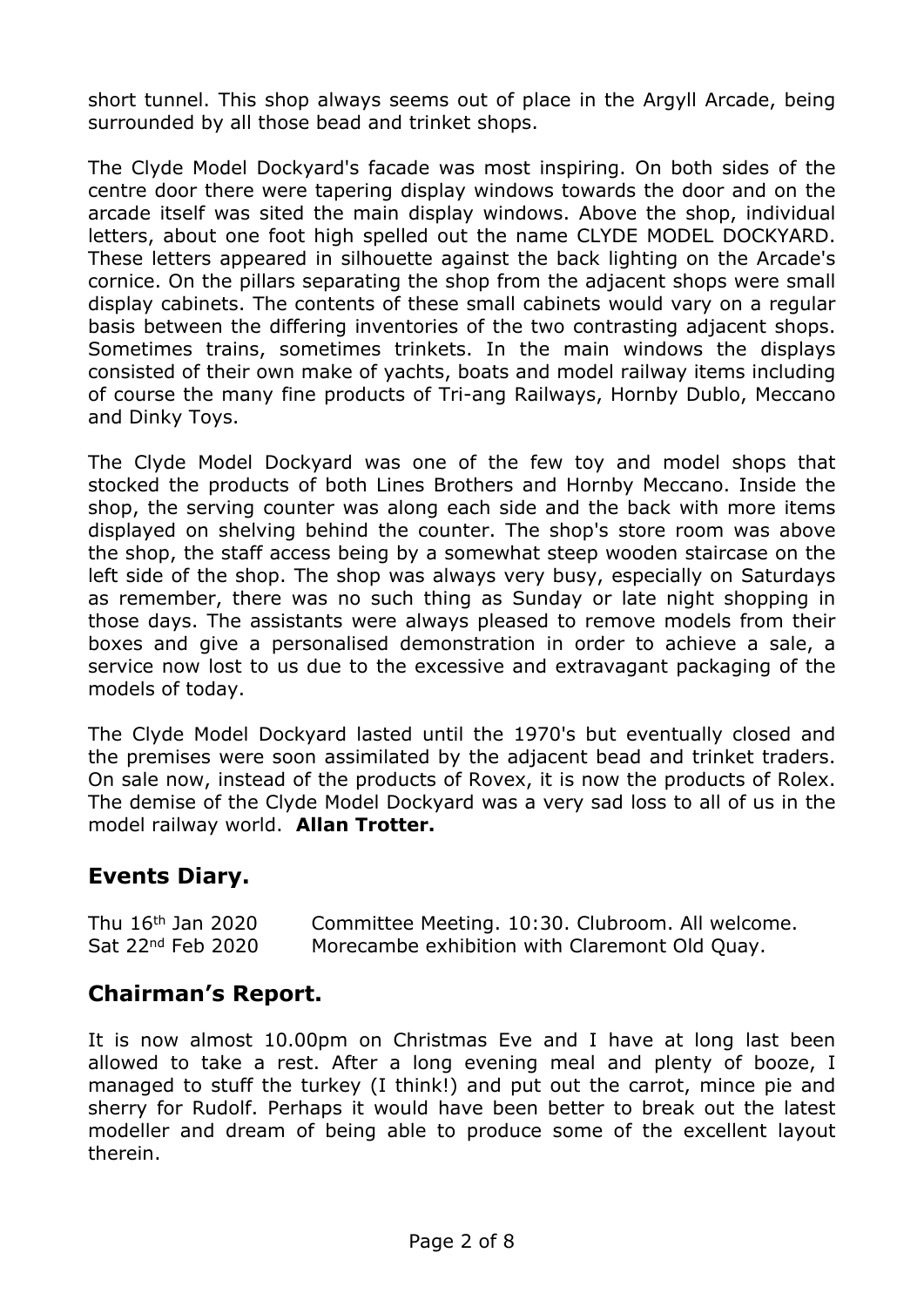short tunnel. This shop always seems out of place in the Argyll Arcade, being surrounded by all those bead and trinket shops.

The Clyde Model Dockyard's facade was most inspiring. On both sides of the centre door there were tapering display windows towards the door and on the arcade itself was sited the main display windows. Above the shop, individual letters, about one foot high spelled out the name CLYDE MODEL DOCKYARD. These letters appeared in silhouette against the back lighting on the Arcade's cornice. On the pillars separating the shop from the adjacent shops were small display cabinets. The contents of these small cabinets would vary on a regular basis between the differing inventories of the two contrasting adjacent shops. Sometimes trains, sometimes trinkets. In the main windows the displays consisted of their own make of yachts, boats and model railway items including of course the many fine products of Tri-ang Railways, Hornby Dublo, Meccano and Dinky Toys.

The Clyde Model Dockyard was one of the few toy and model shops that stocked the products of both Lines Brothers and Hornby Meccano. Inside the shop, the serving counter was along each side and the back with more items displayed on shelving behind the counter. The shop's store room was above the shop, the staff access being by a somewhat steep wooden staircase on the left side of the shop. The shop was always very busy, especially on Saturdays as remember, there was no such thing as Sunday or late night shopping in those days. The assistants were always pleased to remove models from their boxes and give a personalised demonstration in order to achieve a sale, a service now lost to us due to the excessive and extravagant packaging of the models of today.

The Clyde Model Dockyard lasted until the 1970's but eventually closed and the premises were soon assimilated by the adjacent bead and trinket traders. On sale now, instead of the products of Rovex, it is now the products of Rolex. The demise of the Clyde Model Dockyard was a very sad loss to all of us in the model railway world. **Allan Trotter.**

## Events Diary.

| | |
|---|---|
| Thu 16th Jan 2020 | Committee Meeting. 10:30. Clubroom. All welcome. |
| Sat 22nd Feb 2020 | Morecambe exhibition with Claremont Old Quay. |

## Chairman's Report.

It is now almost 10.00pm on Christmas Eve and I have at long last been allowed to take a rest. After a long evening meal and plenty of booze, I managed to stuff the turkey (I think!) and put out the carrot, mince pie and sherry for Rudolf. Perhaps it would have been better to break out the latest modeller and dream of being able to produce some of the excellent layout therein.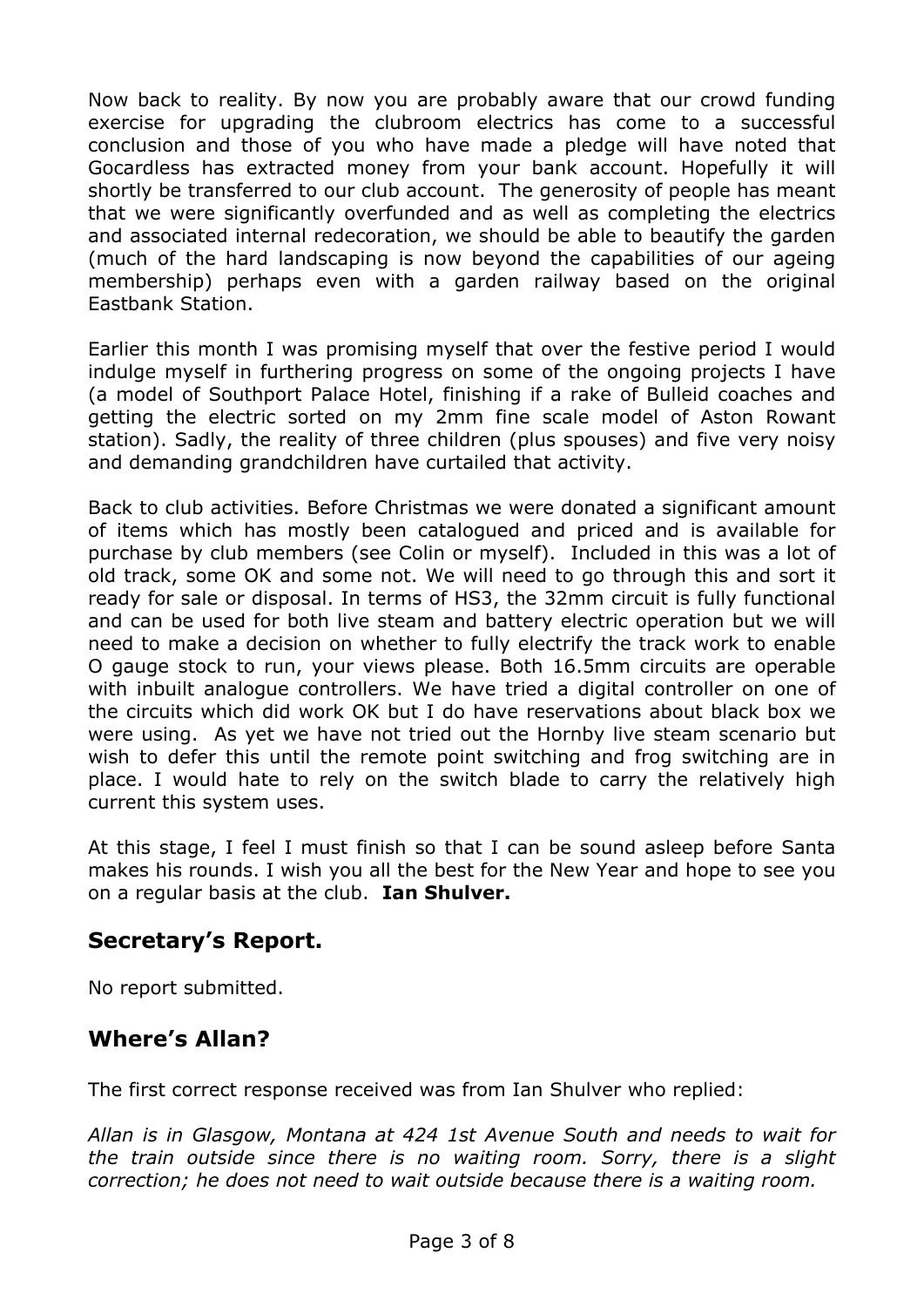Now back to reality. By now you are probably aware that our crowd funding exercise for upgrading the clubroom electrics has come to a successful conclusion and those of you who have made a pledge will have noted that Gocardless has extracted money from your bank account. Hopefully it will shortly be transferred to our club account. The generosity of people has meant that we were significantly overfunded and as well as completing the electrics and associated internal redecoration, we should be able to beautify the garden (much of the hard landscaping is now beyond the capabilities of our ageing membership) perhaps even with a garden railway based on the original Eastbank Station.

Earlier this month I was promising myself that over the festive period I would indulge myself in furthering progress on some of the ongoing projects I have (a model of Southport Palace Hotel, finishing if a rake of Bulleid coaches and getting the electric sorted on my 2mm fine scale model of Aston Rowant station). Sadly, the reality of three children (plus spouses) and five very noisy and demanding grandchildren have curtailed that activity.

Back to club activities. Before Christmas we were donated a significant amount of items which has mostly been catalogued and priced and is available for purchase by club members (see Colin or myself). Included in this was a lot of old track, some OK and some not. We will need to go through this and sort it ready for sale or disposal. In terms of HS3, the 32mm circuit is fully functional and can be used for both live steam and battery electric operation but we will need to make a decision on whether to fully electrify the track work to enable O gauge stock to run, your views please. Both 16.5mm circuits are operable with inbuilt analogue controllers. We have tried a digital controller on one of the circuits which did work OK but I do have reservations about black box we were using. As yet we have not tried out the Hornby live steam scenario but wish to defer this until the remote point switching and frog switching are in place. I would hate to rely on the switch blade to carry the relatively high current this system uses.

At this stage, I feel I must finish so that I can be sound asleep before Santa makes his rounds. I wish you all the best for the New Year and hope to see you on a regular basis at the club. **Ian Shulver.**

## Secretary's Report.

No report submitted.

## Where's Allan?

The first correct response received was from Ian Shulver who replied:

*Allan is in Glasgow, Montana at 424 1st Avenue South and needs to wait for the train outside since there is no waiting room. Sorry, there is a slight correction; he does not need to wait outside because there is a waiting room.*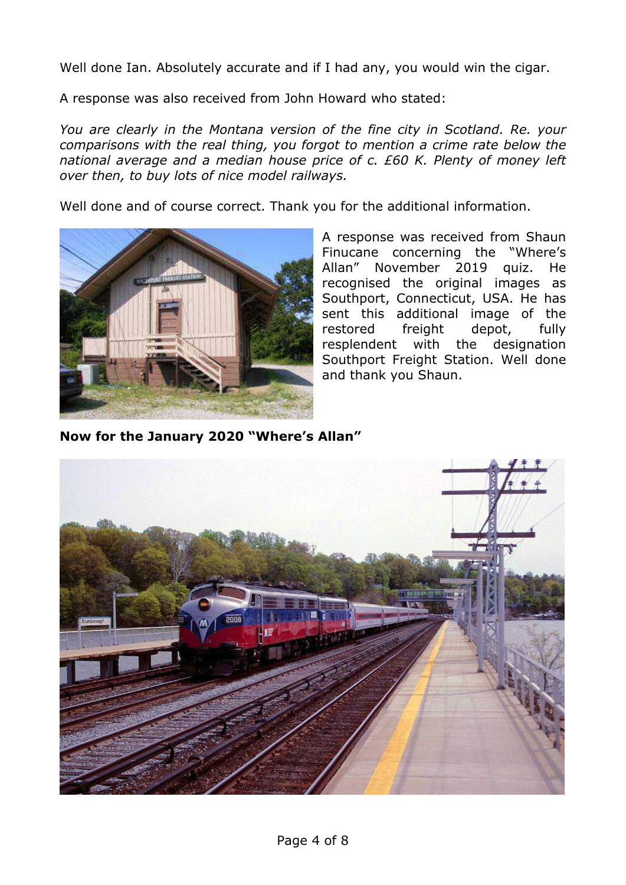Well done Ian. Absolutely accurate and if I had any, you would win the cigar.

A response was also received from John Howard who stated:

*You are clearly in the Montana version of the fine city in Scotland. Re. your comparisons with the real thing, you forgot to mention a crime rate below the national average and a median house price of c. £60 K. Plenty of money left over then, to buy lots of nice model railways.*

Well done and of course correct. Thank you for the additional information.

A response was received from Shaun Finucane concerning the "Where's Allan" November 2019 quiz. He recognised the original images as Southport, Connecticut, USA. He has sent this additional image of the restored freight depot, fully resplendent with the designation Southport Freight Station. Well done and thank you Shaun.

**Now for the January 2020 "Where's Allan"**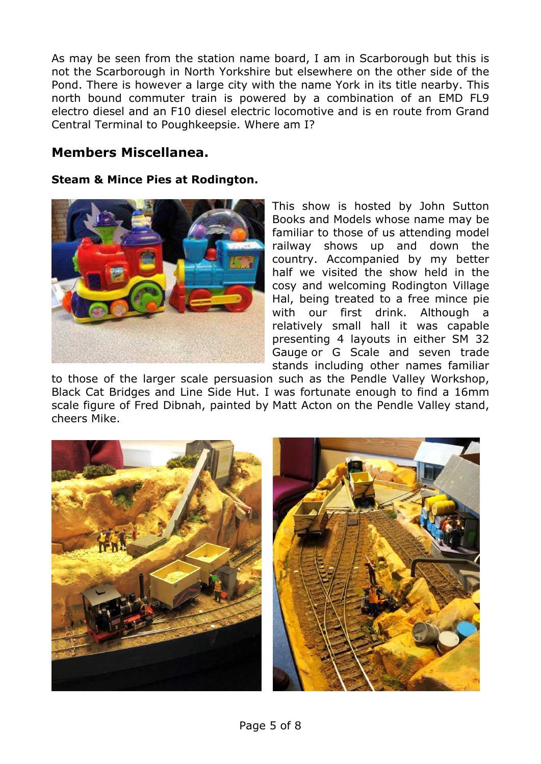As may be seen from the station name board, I am in Scarborough but this is not the Scarborough in North Yorkshire but elsewhere on the other side of the Pond. There is however a large city with the name York in its title nearby. This north bound commuter train is powered by a combination of an EMD FL9 electro diesel and an F10 diesel electric locomotive and is en route from Grand Central Terminal to Poughkeepsie. Where am I?

## Members Miscellanea.

**Steam & Mince Pies at Rodington.**

This show is hosted by John Sutton Books and Models whose name may be familiar to those of us attending model railway shows up and down the country. Accompanied by my better half we visited the show held in the cosy and welcoming Rodington Village Hal, being treated to a free mince pie with our first drink. Although a relatively small hall it was capable presenting 4 layouts in either SM 32 Gauge or G Scale and seven trade stands including other names familiar to those of the larger scale persuasion such as the Pendle Valley Workshop, Black Cat Bridges and Line Side Hut. I was fortunate enough to find a 16mm scale figure of Fred Dibnah, painted by Matt Acton on the Pendle Valley stand, cheers Mike.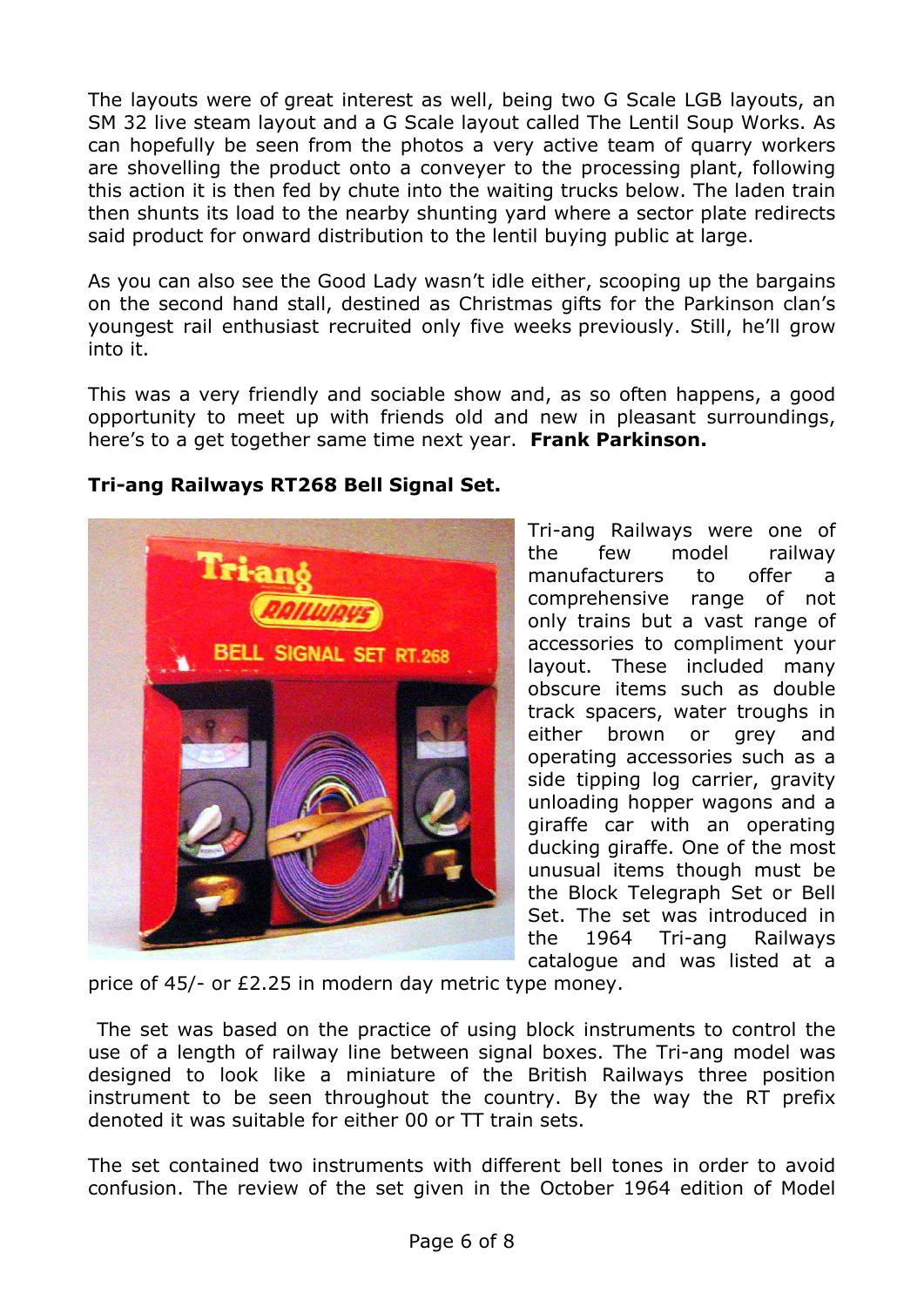The layouts were of great interest as well, being two G Scale LGB layouts, an SM 32 live steam layout and a G Scale layout called The Lentil Soup Works. As can hopefully be seen from the photos a very active team of quarry workers are shovelling the product onto a conveyer to the processing plant, following this action it is then fed by chute into the waiting trucks below. The laden train then shunts its load to the nearby shunting yard where a sector plate redirects said product for onward distribution to the lentil buying public at large.

As you can also see the Good Lady wasn't idle either, scooping up the bargains on the second hand stall, destined as Christmas gifts for the Parkinson clan's youngest rail enthusiast recruited only five weeks previously. Still, he'll grow into it.

This was a very friendly and sociable show and, as so often happens, a good opportunity to meet up with friends old and new in pleasant surroundings, here's to a get together same time next year. **Frank Parkinson.**

**Tri-ang Railways RT268 Bell Signal Set.**

Tri-ang Railways were one of the few model railway manufacturers to offer a comprehensive range of not only trains but a vast range of accessories to compliment your layout. These included many obscure items such as double track spacers, water troughs in either brown or grey and operating accessories such as a side tipping log carrier, gravity unloading hopper wagons and a giraffe car with an operating ducking giraffe. One of the most unusual items though must be the Block Telegraph Set or Bell Set. The set was introduced in the 1964 Tri-ang Railways catalogue and was listed at a price of 45/- or £2.25 in modern day metric type money.

The set was based on the practice of using block instruments to control the use of a length of railway line between signal boxes. The Tri-ang model was designed to look like a miniature of the British Railways three position instrument to be seen throughout the country. By the way the RT prefix denoted it was suitable for either 00 or TT train sets.

The set contained two instruments with different bell tones in order to avoid confusion. The review of the set given in the October 1964 edition of Model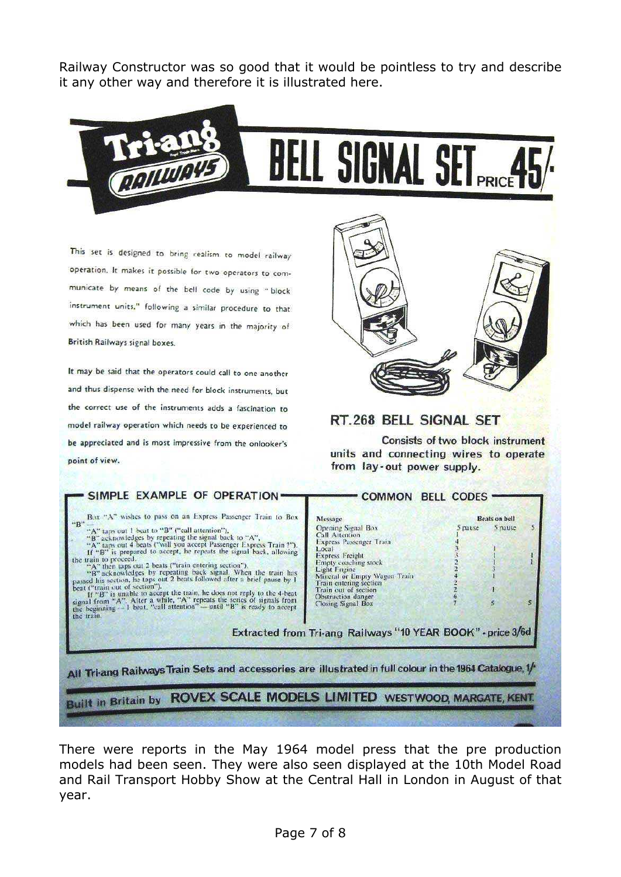Railway Constructor was so good that it would be pointless to try and describe it any other way and therefore it is illustrated here.

# Tri-ang RAILWAYS BELL SIGNAL SET PRICE 45/-

This set is designed to bring realism to model railway operation. It makes it possible for two operators to communicate by means of the bell code by using "block instrument units," following a similar procedure to that which has been used for many years in the majority of British Railways signal boxes.

It may be said that the operators could call to one another and thus dispense with the need for block instruments, but the correct use of the instruments adds a fascination to model railway operation which needs to be experienced to be appreciated and is most impressive from the onlooker's point of view.

## RT.268 BELL SIGNAL SET

Consists of two block instrument units and connecting wires to operate from lay-out power supply.

### SIMPLE EXAMPLE OF OPERATION

Box "A" wishes to pass on an Express Passenger Train to Box "B"—

"A" taps out 1 beat to "B" ("call attention").
"B" acknowledges by repeating the signal back to "A".
"A" taps out 4 beats ("will you accept Passenger Express Train?").
If "B" is prepared to accept, he repeats the signal back, allowing the train to proceed.
"A" then taps out 2 beats ("train entering section").
"B" acknowledges by repeating back signal. When the train has passed his section, he taps out 2 beats followed after a brief pause by 1 beat ("train out of section").
If "B" is unable to accept the train, he does not reply to the 4-beat signal from "A". After a while, "A" repeats the series of signals from the beginning — 1 beat, "call attention" — until "B" is ready to accept the train.

### COMMON BELL CODES

| Message | Beats on bell | | | | |
|---|---|---|---|---|---|
| Opening Signal Box | 5 | pause | 5 | pause | 5 |
| Call Attention | 1 | | | | |
| Express Passenger Train | 4 | | | | |
| Local | 3 | | 1 | | |
| Express Freight | 3 | | 1 | | 1 |
| Empty coaching stock | 2 | | 1 | | 1 |
| Light Engine | 2 | | 3 | | |
| Mineral or Empty Wagon Train | 4 | | 1 | | |
| Train entering section | 2 | | | | |
| Train out of section | 2 | | 1 | | |
| Obstruction danger | 6 | | | | |
| Closing Signal Box | 7 | | 5 | | 5 |

Extracted from Tri-ang Railways "10 YEAR BOOK" - price 3/6d

All Tri-ang Railways Train Sets and accessories are illustrated in full colour in the 1964 Catalogue, 1/-

Built in Britain by ROVEX SCALE MODELS LIMITED WESTWOOD, MARGATE, KENT

There were reports in the May 1964 model press that the pre production models had been seen. They were also seen displayed at the 10th Model Road and Rail Transport Hobby Show at the Central Hall in London in August of that year.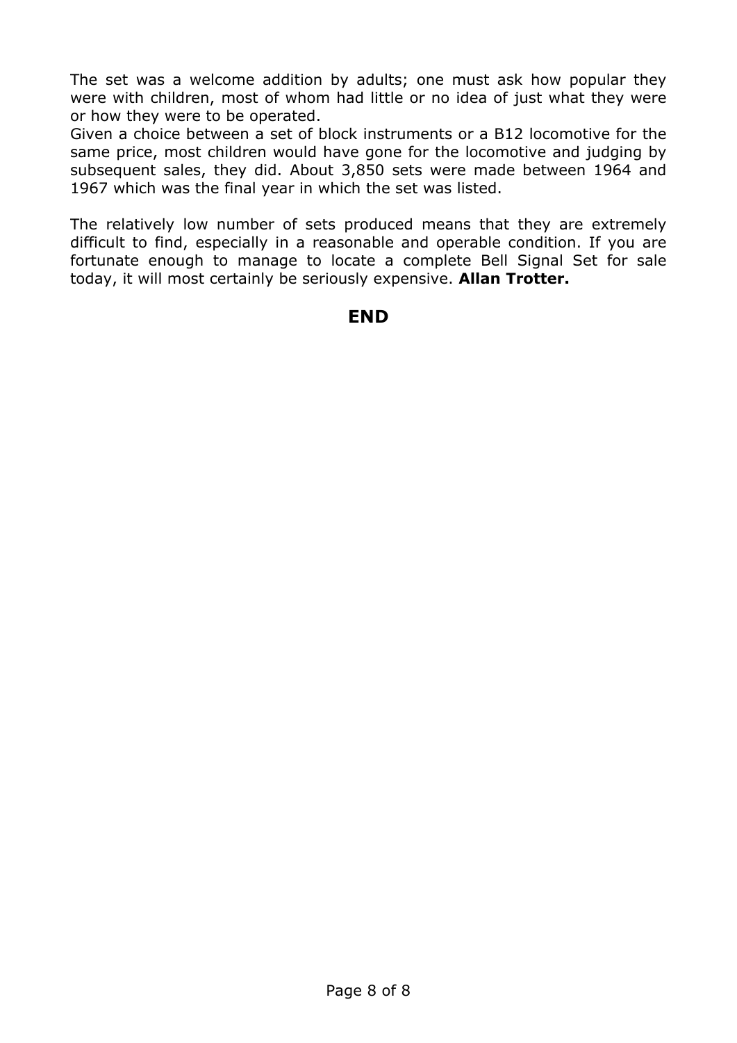The set was a welcome addition by adults; one must ask how popular they were with children, most of whom had little or no idea of just what they were or how they were to be operated.
Given a choice between a set of block instruments or a B12 locomotive for the same price, most children would have gone for the locomotive and judging by subsequent sales, they did. About 3,850 sets were made between 1964 and 1967 which was the final year in which the set was listed.

The relatively low number of sets produced means that they are extremely difficult to find, especially in a reasonable and operable condition. If you are fortunate enough to manage to locate a complete Bell Signal Set for sale today, it will most certainly be seriously expensive. **Allan Trotter.**

**END**